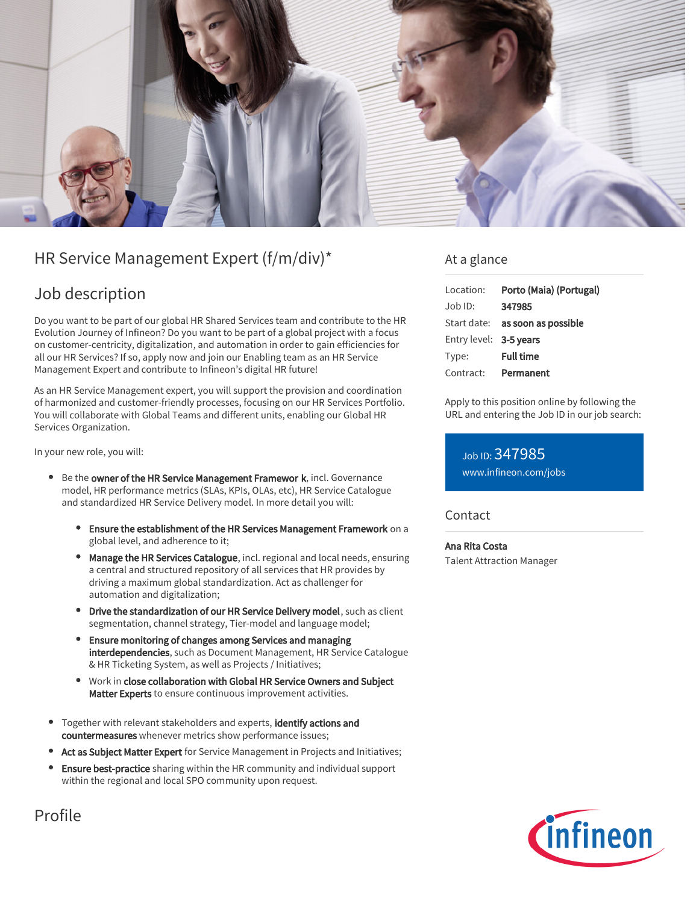# HR Service Management Expert (f/m/div)*

## Job description

Do you want to be part of our global HR Shared Services team and contribute to the HR Evolution Journey of Infineon? Do you want to be part of a global project with a focus on customer-centricity, digitalization, and automation in order to gain efficiencies for all our HR Services? If so, apply now and join our Enabling team as an HR Service Management Expert and contribute to Infineon's digital HR future!

As an HR Service Management expert, you will support the provision and coordination of harmonized and customer-friendly processes, focusing on our HR Services Portfolio. You will collaborate with Global Teams and different units, enabling our Global HR Services Organization.

In your new role, you will:

- Be the **owner of the HR Service Management Framewor k**, incl. Governance model, HR performance metrics (SLAs, KPIs, OLAs, etc), HR Service Catalogue and standardized HR Service Delivery model. In more detail you will:
  - **Ensure the establishment of the HR Services Management Framework** on a global level, and adherence to it;
  - **Manage the HR Services Catalogue**, incl. regional and local needs, ensuring a central and structured repository of all services that HR provides by driving a maximum global standardization. Act as challenger for automation and digitalization;
  - **Drive the standardization of our HR Service Delivery model**, such as client segmentation, channel strategy, Tier-model and language model;
  - **Ensure monitoring of changes among Services and managing interdependencies**, such as Document Management, HR Service Catalogue & HR Ticketing System, as well as Projects / Initiatives;
  - Work in **close collaboration with Global HR Service Owners and Subject Matter Experts** to ensure continuous improvement activities.
- Together with relevant stakeholders and experts, **identify actions and countermeasures** whenever metrics show performance issues;
- **Act as Subject Matter Expert** for Service Management in Projects and Initiatives;
- **Ensure best-practice** sharing within the HR community and individual support within the regional and local SPO community upon request.

## Profile

## At a glance

| | |
|---|---|
| Location: | **Porto (Maia) (Portugal)** |
| Job ID: | **347985** |
| Start date: | **as soon as possible** |
| Entry level: | **3-5 years** |
| Type: | **Full time** |
| Contract: | **Permanent** |

Apply to this position online by following the URL and entering the Job ID in our job search:

Job ID: 347985
www.infineon.com/jobs

## Contact

**Ana Rita Costa**
Talent Attraction Manager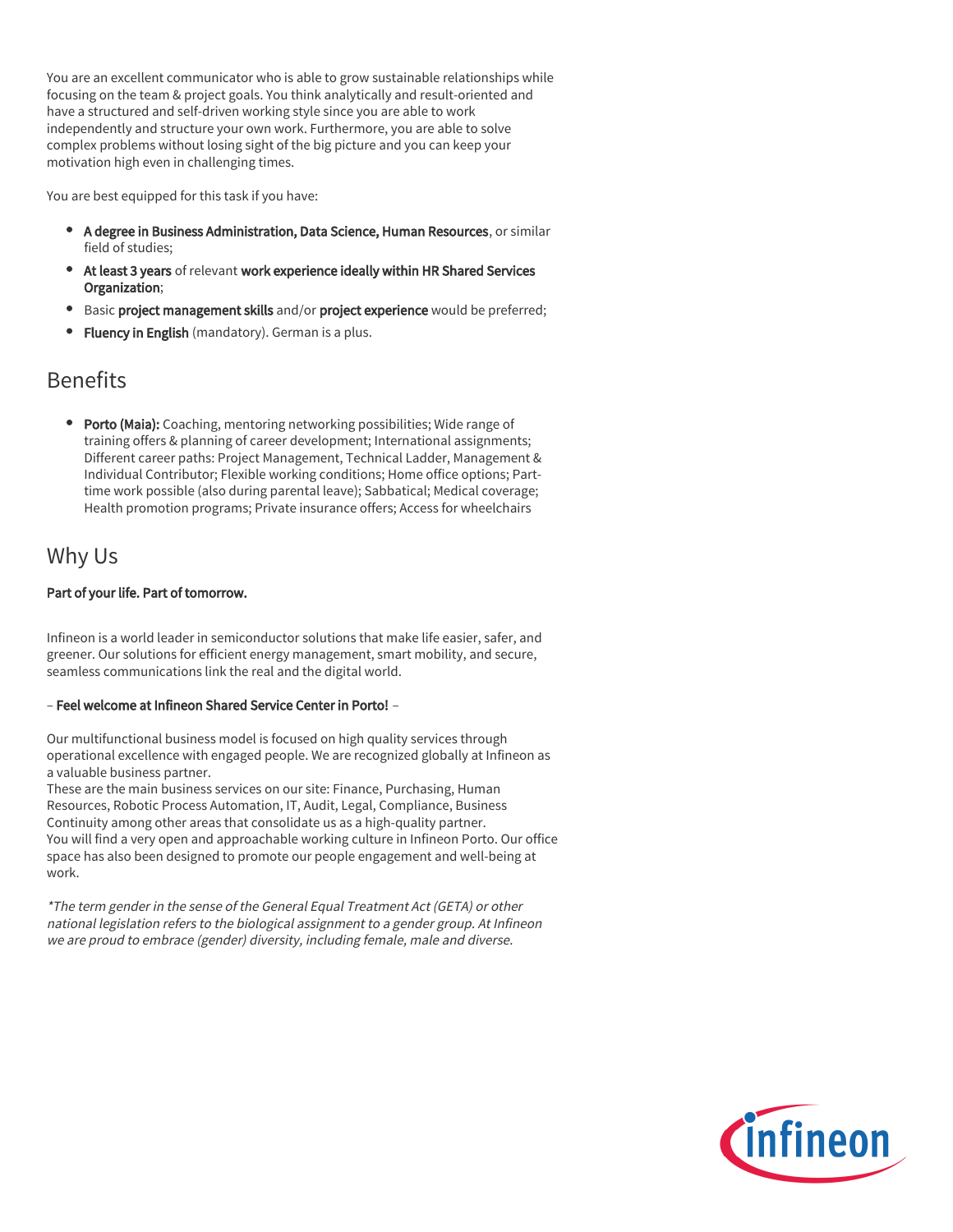You are an excellent communicator who is able to grow sustainable relationships while focusing on the team & project goals. You think analytically and result-oriented and have a structured and self-driven working style since you are able to work independently and structure your own work. Furthermore, you are able to solve complex problems without losing sight of the big picture and you can keep your motivation high even in challenging times.

You are best equipped for this task if you have:

- **A degree in Business Administration, Data Science, Human Resources**, or similar field of studies;
- **At least 3 years** of relevant **work experience ideally within HR Shared Services Organization**;
- Basic **project management skills** and/or **project experience** would be preferred;
- **Fluency in English** (mandatory). German is a plus.

## Benefits

- **Porto (Maia):** Coaching, mentoring networking possibilities; Wide range of training offers & planning of career development; International assignments; Different career paths: Project Management, Technical Ladder, Management & Individual Contributor; Flexible working conditions; Home office options; Part-time work possible (also during parental leave); Sabbatical; Medical coverage; Health promotion programs; Private insurance offers; Access for wheelchairs

## Why Us

**Part of your life. Part of tomorrow.**

Infineon is a world leader in semiconductor solutions that make life easier, safer, and greener. Our solutions for efficient energy management, smart mobility, and secure, seamless communications link the real and the digital world.

– **Feel welcome at Infineon Shared Service Center in Porto!** –

Our multifunctional business model is focused on high quality services through operational excellence with engaged people. We are recognized globally at Infineon as a valuable business partner.
These are the main business services on our site: Finance, Purchasing, Human Resources, Robotic Process Automation, IT, Audit, Legal, Compliance, Business Continuity among other areas that consolidate us as a high-quality partner.
You will find a very open and approachable working culture in Infineon Porto. Our office space has also been designed to promote our people engagement and well-being at work.

*\*The term gender in the sense of the General Equal Treatment Act (GETA) or other national legislation refers to the biological assignment to a gender group. At Infineon we are proud to embrace (gender) diversity, including female, male and diverse.*